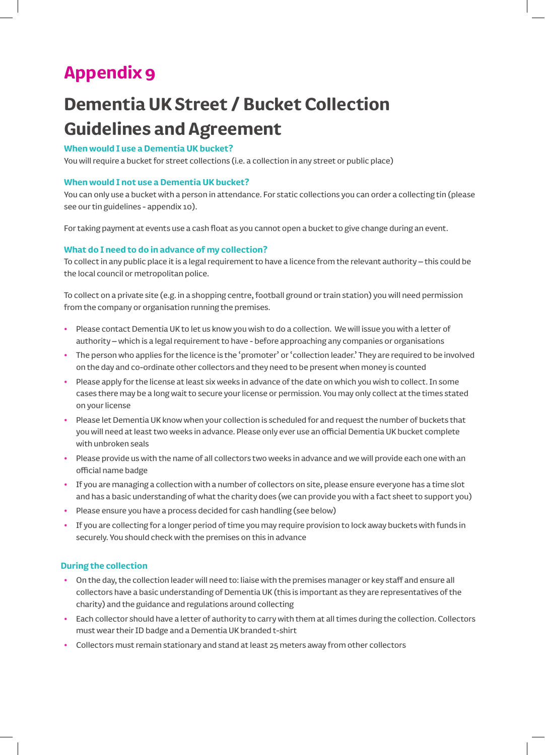# Appendix 9

# Dementia UK Street / Bucket Collection Guidelines and Agreement

### When would I use a Dementia UK bucket?

You will require a bucket for street collections (i.e. a collection in any street or public place)

### When would I not use a Dementia UK bucket?

You can only use a bucket with a person in attendance. For static collections you can order a collecting tin (please see our tin guidelines - appendix 10).

For taking payment at events use a cash float as you cannot open a bucket to give change during an event.

### What do I need to do in advance of my collection?

To collect in any public place it is a legal requirement to have a licence from the relevant authority – this could be the local council or metropolitan police.

To collect on a private site (e.g. in a shopping centre, football ground or train station) you will need permission from the company or organisation running the premises.

- Please contact Dementia UK to let us know you wish to do a collection. We will issue you with a letter of authority – which is a legal requirement to have - before approaching any companies or organisations
- The person who applies for the licence is the 'promoter' or 'collection leader.' They are required to be involved on the day and co-ordinate other collectors and they need to be present when money is counted
- Please apply for the license at least six weeks in advance of the date on which you wish to collect. In some cases there may be a long wait to secure your license or permission. You may only collect at the times stated on your license
- Please let Dementia UK know when your collection is scheduled for and request the number of buckets that you will need at least two weeks in advance. Please only ever use an official Dementia UK bucket complete with unbroken seals
- Please provide us with the name of all collectors two weeks in advance and we will provide each one with an official name badge
- If you are managing a collection with a number of collectors on site, please ensure everyone has a time slot and has a basic understanding of what the charity does (we can provide you with a fact sheet to support you)
- Please ensure you have a process decided for cash handling (see below)
- If you are collecting for a longer period of time you may require provision to lock away buckets with funds in securely. You should check with the premises on this in advance

### During the collection

- On the day, the collection leader will need to: liaise with the premises manager or key staff and ensure all collectors have a basic understanding of Dementia UK (this is important as they are representatives of the charity) and the guidance and regulations around collecting
- Each collector should have a letter of authority to carry with them at all times during the collection. Collectors must wear their ID badge and a Dementia UK branded t-shirt
- Collectors must remain stationary and stand at least 25 meters away from other collectors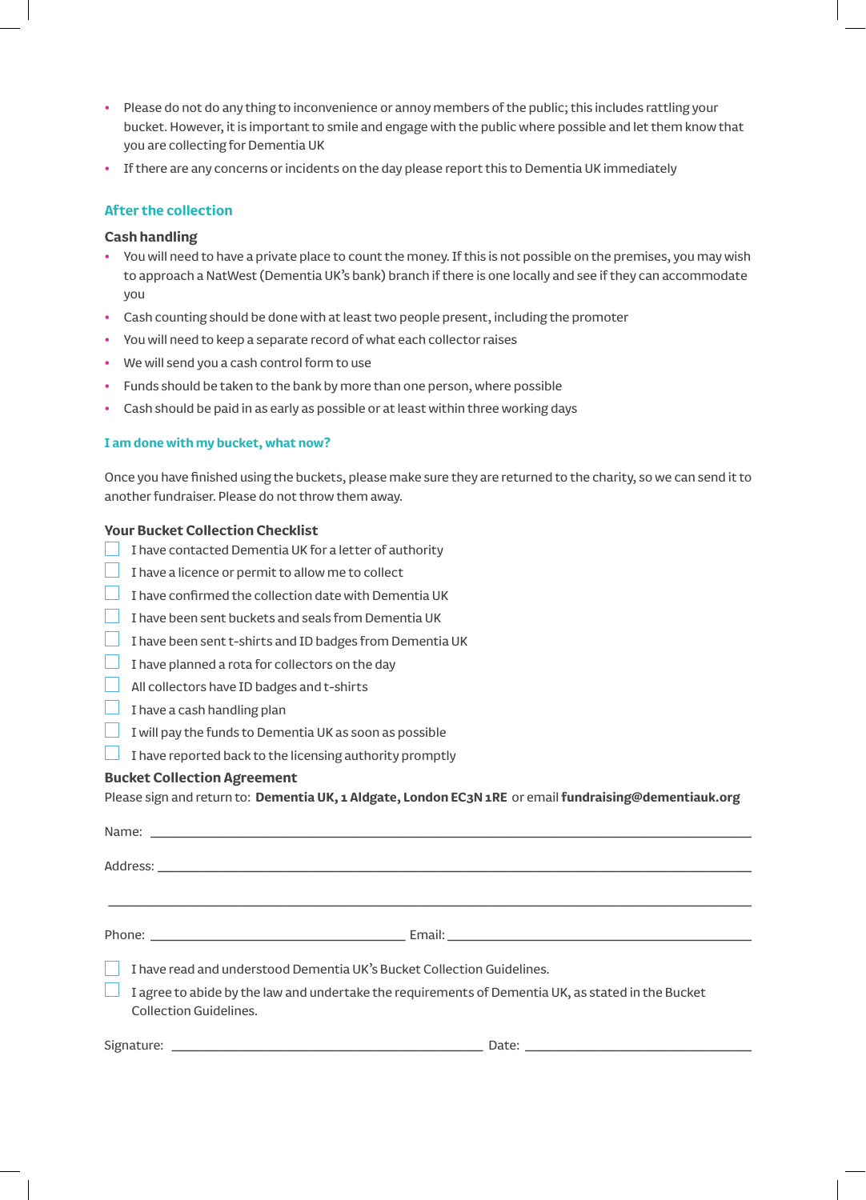- Please do not do any thing to inconvenience or annoy members of the public; this includes rattling your bucket. However, it is important to smile and engage with the public where possible and let them know that you are collecting for Dementia UK
- If there are any concerns or incidents on the day please report this to Dementia UK immediately

## After the collection

### Cash handling

- You will need to have a private place to count the money. If this is not possible on the premises, you may wish to approach a NatWest (Dementia UK's bank) branch if there is one locally and see if they can accommodate you
- Cash counting should be done with at least two people present, including the promoter
- You will need to keep a separate record of what each collector raises
- We will send you a cash control form to use
- Funds should be taken to the bank by more than one person, where possible
- Cash should be paid in as early as possible or at least within three working days

## I am done with my bucket, what now?

Once you have finished using the buckets, please make sure they are returned to the charity, so we can send it to another fundraiser. Please do not throw them away.

### Your Bucket Collection Checklist

- [ ] I have contacted Dementia UK for a letter of authority
- [ ] I have a licence or permit to allow me to collect
- [ ] I have confirmed the collection date with Dementia UK
- [ ] I have been sent buckets and seals from Dementia UK
- [ ] I have been sent t-shirts and ID badges from Dementia UK
- [ ] I have planned a rota for collectors on the day
- [ ] All collectors have ID badges and t-shirts
- [ ] I have a cash handling plan
- [ ] I will pay the funds to Dementia UK as soon as possible
- [ ] I have reported back to the licensing authority promptly

### Bucket Collection Agreement

Please sign and return to: **Dementia UK, 1 Aldgate, London EC3N 1RE** or email **fundraising@dementiauk.org**

Name: ____________________________________________

Address: ____________________________________________

____________________________________________

Phone: ______________________ Email: ______________________

- [ ] I have read and understood Dementia UK's Bucket Collection Guidelines.
- [ ] I agree to abide by the law and undertake the requirements of Dementia UK, as stated in the Bucket Collection Guidelines.

Signature: ______________________ Date: ______________________